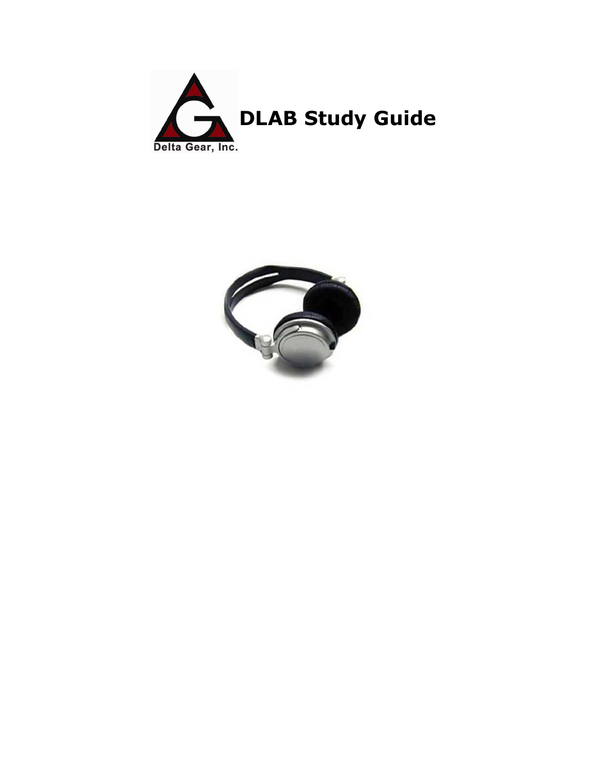Delta Gear, Inc.

# DLAB Study Guide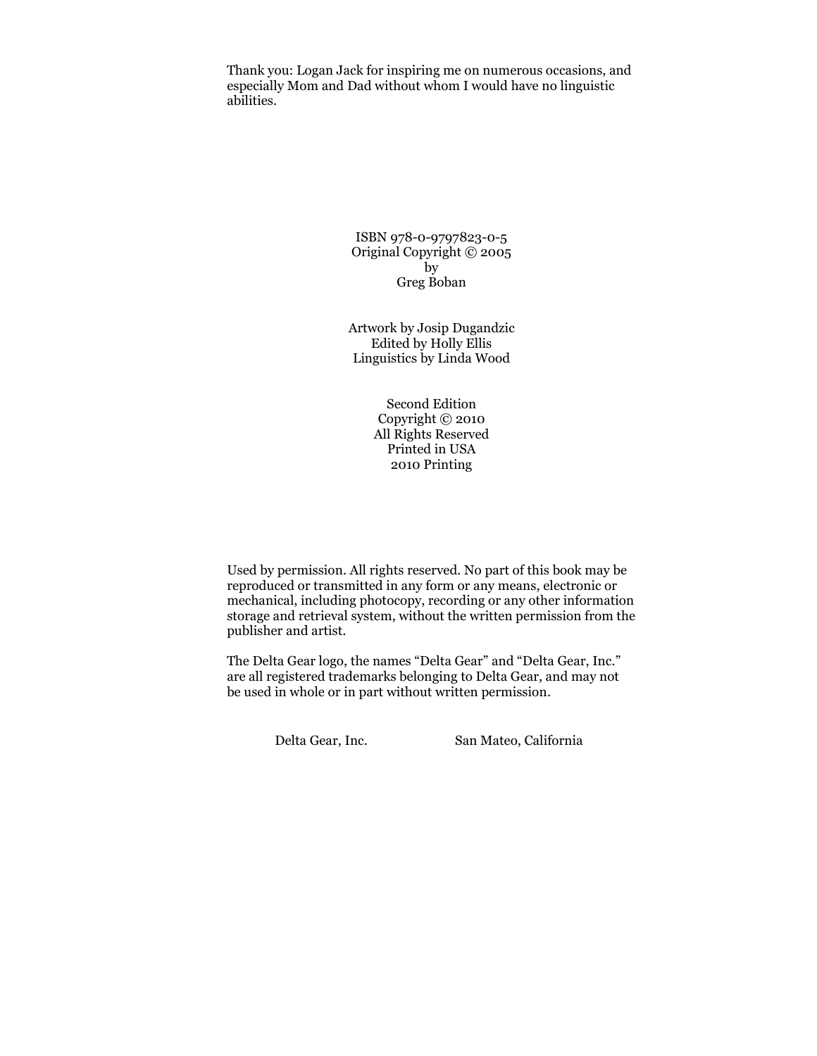Thank you: Logan Jack for inspiring me on numerous occasions, and especially Mom and Dad without whom I would have no linguistic abilities.

ISBN 978-0-9797823-0-5
Original Copyright © 2005
by
Greg Boban

Artwork by Josip Dugandzic
Edited by Holly Ellis
Linguistics by Linda Wood

Second Edition
Copyright © 2010
All Rights Reserved
Printed in USA
2010 Printing

Used by permission. All rights reserved. No part of this book may be reproduced or transmitted in any form or any means, electronic or mechanical, including photocopy, recording or any other information storage and retrieval system, without the written permission from the publisher and artist.

The Delta Gear logo, the names "Delta Gear" and "Delta Gear, Inc." are all registered trademarks belonging to Delta Gear, and may not be used in whole or in part without written permission.

Delta Gear, Inc. San Mateo, California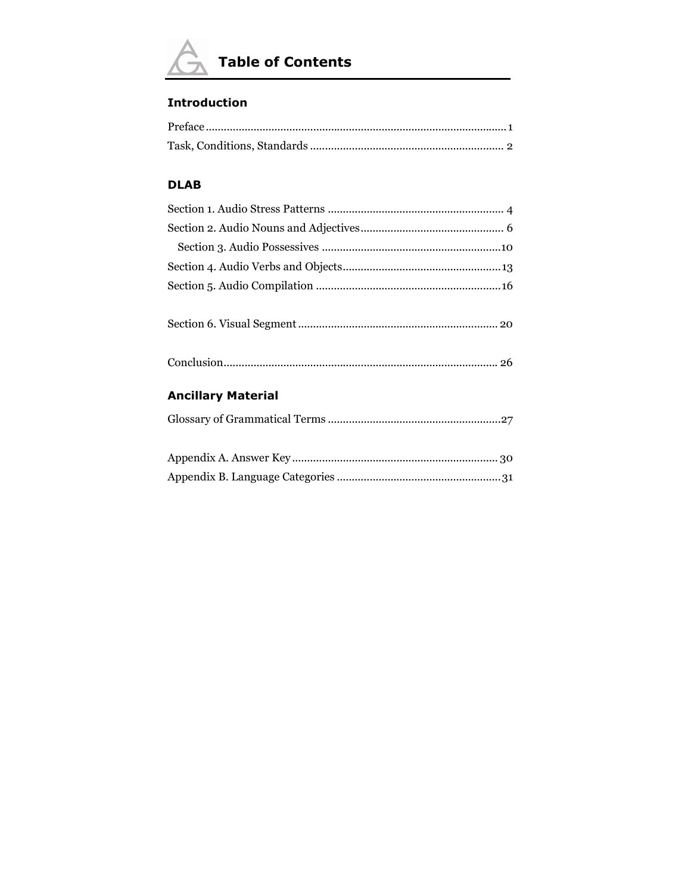# Table of Contents

## Introduction

Preface .......... 1
Task, Conditions, Standards .......... 2

## DLAB

Section 1. Audio Stress Patterns .......... 4
Section 2. Audio Nouns and Adjectives .......... 6
Section 3. Audio Possessives .......... 10
Section 4. Audio Verbs and Objects .......... 13
Section 5. Audio Compilation .......... 16

Section 6. Visual Segment .......... 20

Conclusion .......... 26

## Ancillary Material

Glossary of Grammatical Terms .......... 27

Appendix A. Answer Key .......... 30
Appendix B. Language Categories .......... 31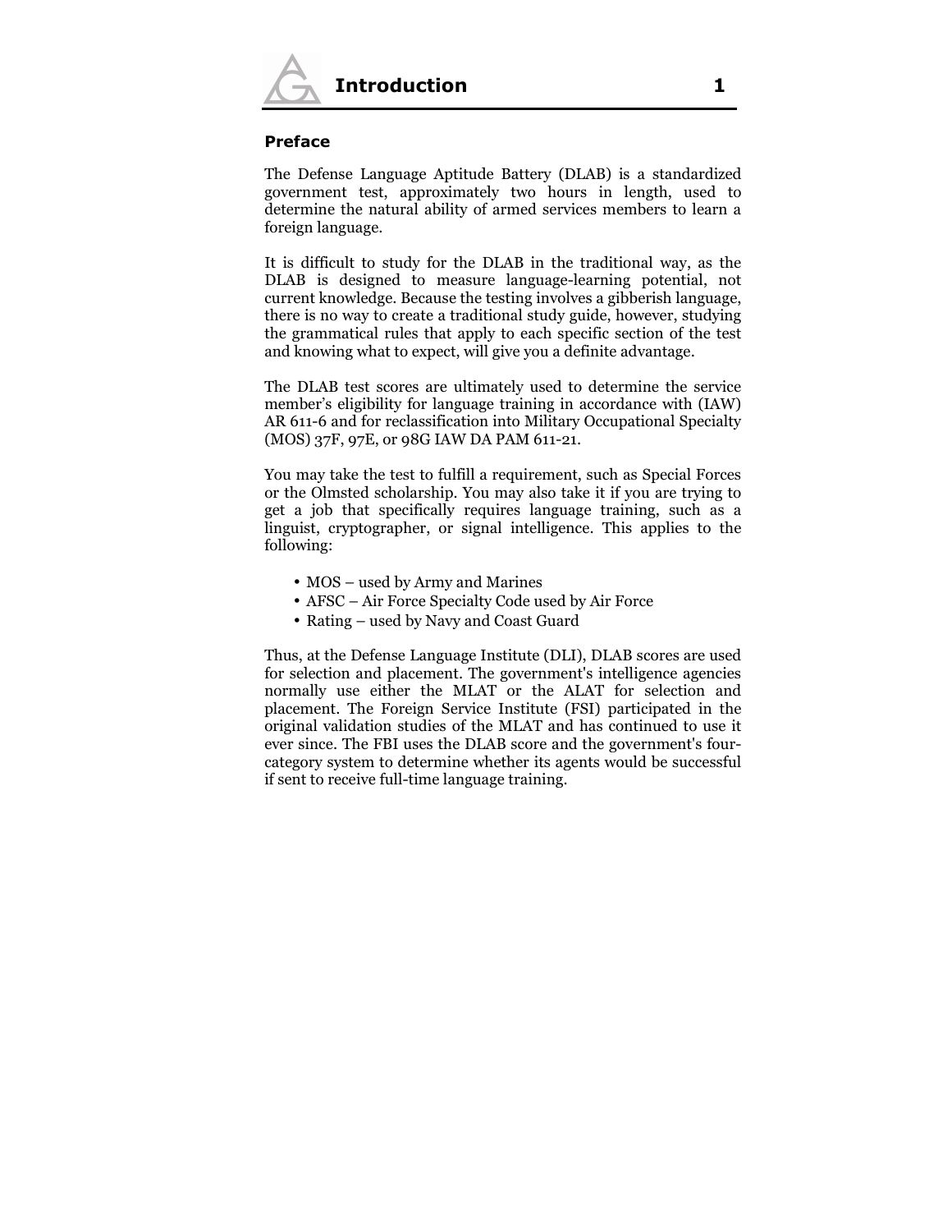# Introduction

## Preface

The Defense Language Aptitude Battery (DLAB) is a standardized government test, approximately two hours in length, used to determine the natural ability of armed services members to learn a foreign language.

It is difficult to study for the DLAB in the traditional way, as the DLAB is designed to measure language-learning potential, not current knowledge. Because the testing involves a gibberish language, there is no way to create a traditional study guide, however, studying the grammatical rules that apply to each specific section of the test and knowing what to expect, will give you a definite advantage.

The DLAB test scores are ultimately used to determine the service member's eligibility for language training in accordance with (IAW) AR 611-6 and for reclassification into Military Occupational Specialty (MOS) 37F, 97E, or 98G IAW DA PAM 611-21.

You may take the test to fulfill a requirement, such as Special Forces or the Olmsted scholarship. You may also take it if you are trying to get a job that specifically requires language training, such as a linguist, cryptographer, or signal intelligence. This applies to the following:

- MOS – used by Army and Marines
- AFSC – Air Force Specialty Code used by Air Force
- Rating – used by Navy and Coast Guard

Thus, at the Defense Language Institute (DLI), DLAB scores are used for selection and placement. The government's intelligence agencies normally use either the MLAT or the ALAT for selection and placement. The Foreign Service Institute (FSI) participated in the original validation studies of the MLAT and has continued to use it ever since. The FBI uses the DLAB score and the government's four-category system to determine whether its agents would be successful if sent to receive full-time language training.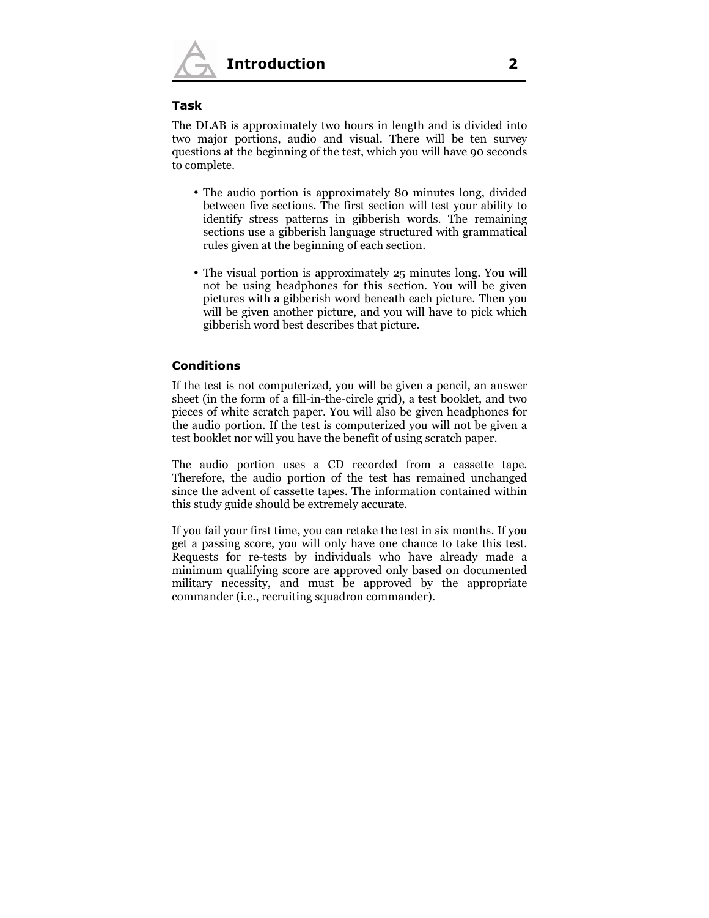### Task

The DLAB is approximately two hours in length and is divided into two major portions, audio and visual. There will be ten survey questions at the beginning of the test, which you will have 90 seconds to complete.

- The audio portion is approximately 80 minutes long, divided between five sections. The first section will test your ability to identify stress patterns in gibberish words. The remaining sections use a gibberish language structured with grammatical rules given at the beginning of each section.

- The visual portion is approximately 25 minutes long. You will not be using headphones for this section. You will be given pictures with a gibberish word beneath each picture. Then you will be given another picture, and you will have to pick which gibberish word best describes that picture.

### Conditions

If the test is not computerized, you will be given a pencil, an answer sheet (in the form of a fill-in-the-circle grid), a test booklet, and two pieces of white scratch paper. You will also be given headphones for the audio portion. If the test is computerized you will not be given a test booklet nor will you have the benefit of using scratch paper.

The audio portion uses a CD recorded from a cassette tape. Therefore, the audio portion of the test has remained unchanged since the advent of cassette tapes. The information contained within this study guide should be extremely accurate.

If you fail your first time, you can retake the test in six months. If you get a passing score, you will only have one chance to take this test. Requests for re-tests by individuals who have already made a minimum qualifying score are approved only based on documented military necessity, and must be approved by the appropriate commander (i.e., recruiting squadron commander).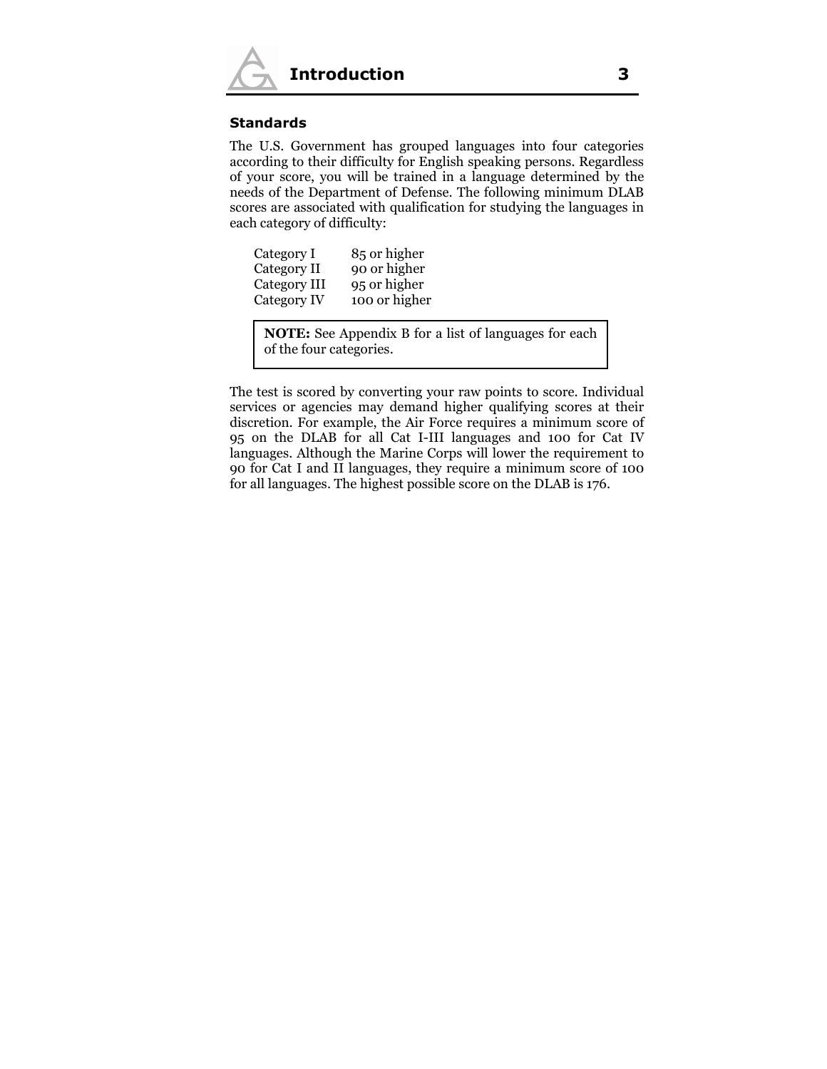### Standards

The U.S. Government has grouped languages into four categories according to their difficulty for English speaking persons. Regardless of your score, you will be trained in a language determined by the needs of the Department of Defense. The following minimum DLAB scores are associated with qualification for studying the languages in each category of difficulty:

| | |
|---|---|
| Category I | 85 or higher |
| Category II | 90 or higher |
| Category III | 95 or higher |
| Category IV | 100 or higher |

> **NOTE:** See Appendix B for a list of languages for each of the four categories.

The test is scored by converting your raw points to score. Individual services or agencies may demand higher qualifying scores at their discretion. For example, the Air Force requires a minimum score of 95 on the DLAB for all Cat I-III languages and 100 for Cat IV languages. Although the Marine Corps will lower the requirement to 90 for Cat I and II languages, they require a minimum score of 100 for all languages. The highest possible score on the DLAB is 176.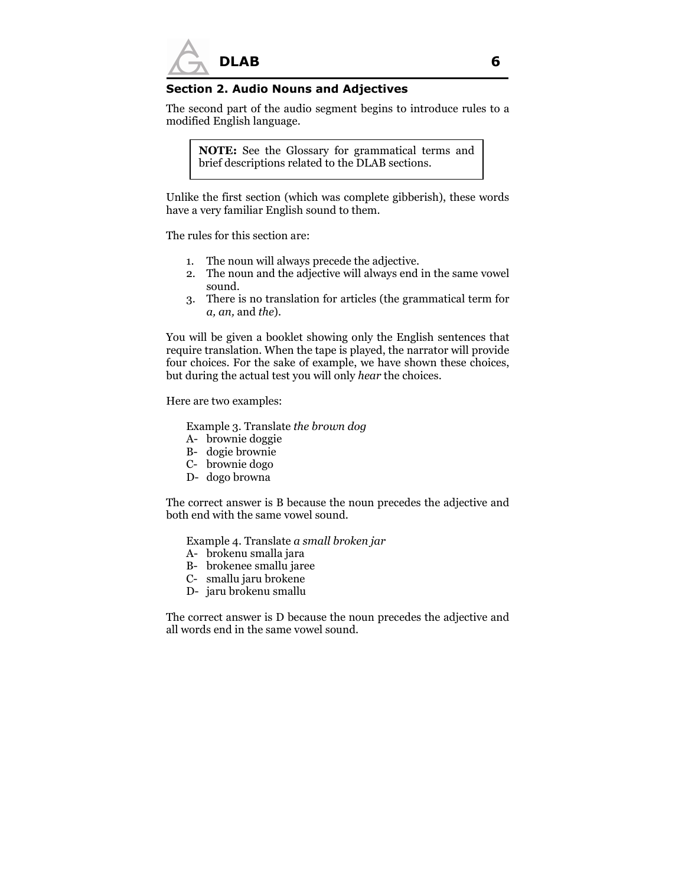## Section 2. Audio Nouns and Adjectives

The second part of the audio segment begins to introduce rules to a modified English language.

> **NOTE:** See the Glossary for grammatical terms and brief descriptions related to the DLAB sections.

Unlike the first section (which was complete gibberish), these words have a very familiar English sound to them.

The rules for this section are:

1. The noun will always precede the adjective.
2. The noun and the adjective will always end in the same vowel sound.
3. There is no translation for articles (the grammatical term for *a, an,* and *the*).

You will be given a booklet showing only the English sentences that require translation. When the tape is played, the narrator will provide four choices. For the sake of example, we have shown these choices, but during the actual test you will only *hear* the choices.

Here are two examples:

Example 3. Translate *the brown dog*

A- brownie doggie
B- dogie brownie
C- brownie dogo
D- dogo browna

The correct answer is B because the noun precedes the adjective and both end with the same vowel sound.

Example 4. Translate *a small broken jar*

A- brokenu smalla jara
B- brokenee smallu jaree
C- smallu jaru brokene
D- jaru brokenu smallu

The correct answer is D because the noun precedes the adjective and all words end in the same vowel sound.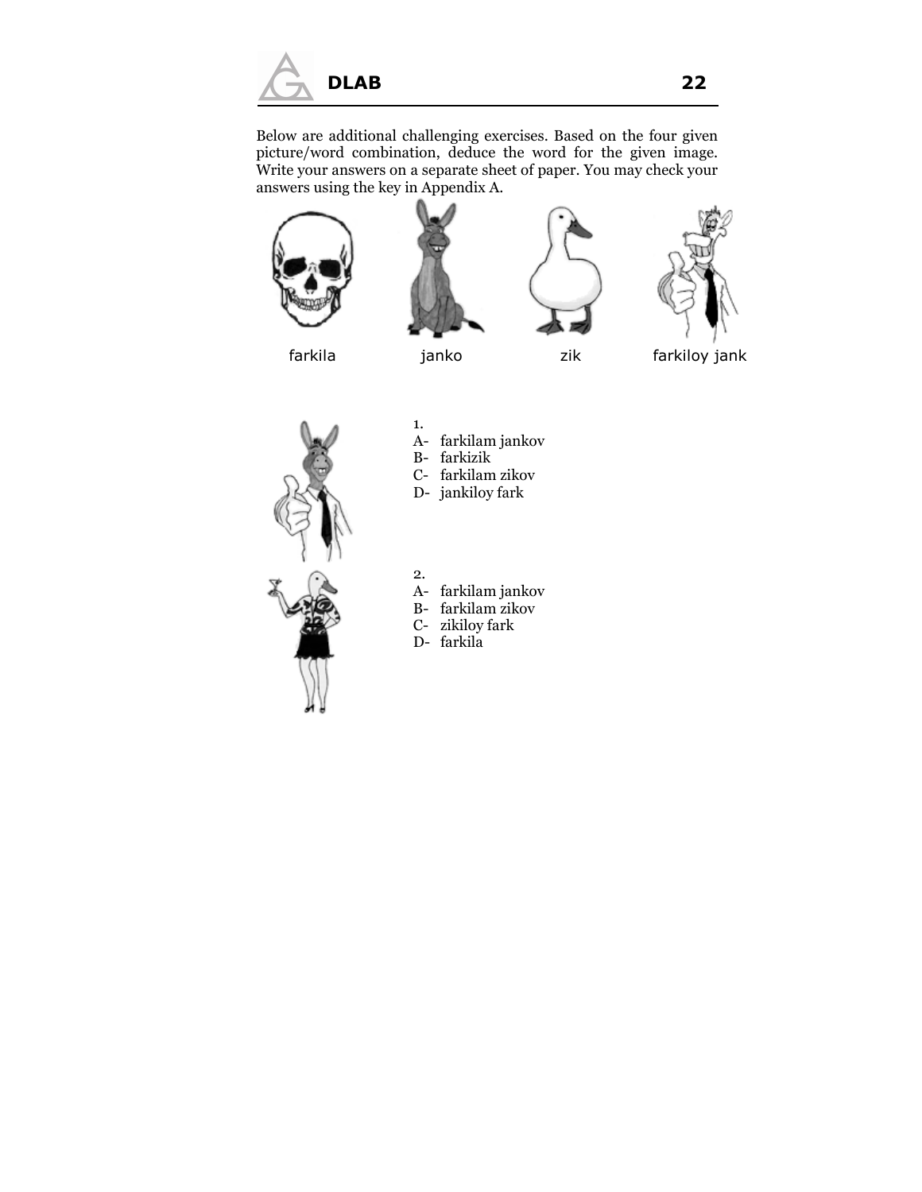Below are additional challenging exercises. Based on the four given picture/word combination, deduce the word for the given image. Write your answers on a separate sheet of paper. You may check your answers using the key in Appendix A.

farkila

janko

zik

farkiloy jank

1.

A- farkilam jankov
B- farkizik
C- farkilam zikov
D- jankiloy fark

2.

A- farkilam jankov
B- farkilam zikov
C- zikiloy fark
D- farkila